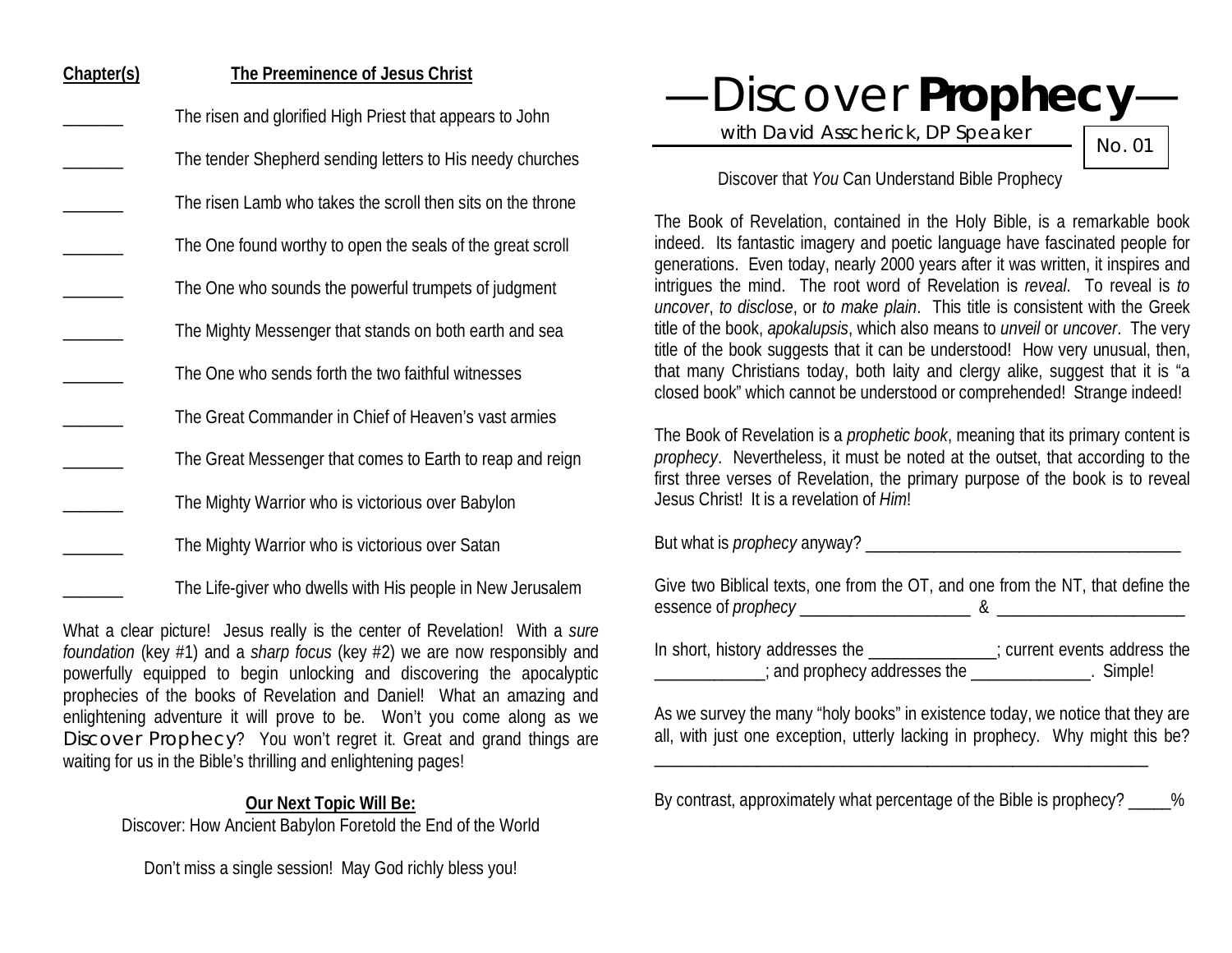| Chapter(s) | The Preeminence of Jesus Christ |
| --- | --- |
| _______ | The risen and glorified High Priest that appears to John |
| _______ | The tender Shepherd sending letters to His needy churches |
| _______ | The risen Lamb who takes the scroll then sits on the throne |
| _______ | The One found worthy to open the seals of the great scroll |
| _______ | The One who sounds the powerful trumpets of judgment |
| _______ | The Mighty Messenger that stands on both earth and sea |
| _______ | The One who sends forth the two faithful witnesses |
| _______ | The Great Commander in Chief of Heaven's vast armies |
| _______ | The Great Messenger that comes to Earth to reap and reign |
| _______ | The Mighty Warrior who is victorious over Babylon |
| _______ | The Mighty Warrior who is victorious over Satan |
| _______ | The Life-giver who dwells with His people in New Jerusalem |

What a clear picture! Jesus really is the center of Revelation! With a *sure foundation* (key #1) and a *sharp focus* (key #2) we are now responsibly and powerfully equipped to begin unlocking and discovering the apocalyptic prophecies of the books of Revelation and Daniel! What an amazing and enlightening adventure it will prove to be. Won't you come along as we Discover Prophecy? You won't regret it. Great and grand things are waiting for us in the Bible's thrilling and enlightening pages!

**Our Next Topic Will Be:**

Discover: How Ancient Babylon Foretold the End of the World

Don't miss a single session! May God richly bless you!

# —Discover **Prophecy**—

with David Asscherick, DP Speaker

No. 01

Discover that *You* Can Understand Bible Prophecy

The Book of Revelation, contained in the Holy Bible, is a remarkable book indeed. Its fantastic imagery and poetic language have fascinated people for generations. Even today, nearly 2000 years after it was written, it inspires and intrigues the mind. The root word of Revelation is *reveal*. To reveal is *to uncover*, *to disclose*, or *to make plain*. This title is consistent with the Greek title of the book, *apokalupsis*, which also means to *unveil* or *uncover*. The very title of the book suggests that it can be understood! How very unusual, then, that many Christians today, both laity and clergy alike, suggest that it is "a closed book" which cannot be understood or comprehended! Strange indeed!

The Book of Revelation is a *prophetic book*, meaning that its primary content is *prophecy*. Nevertheless, it must be noted at the outset, that according to the first three verses of Revelation, the primary purpose of the book is to reveal Jesus Christ! It is a revelation of *Him*!

But what is *prophecy* anyway? _____________________________________

Give two Biblical texts, one from the OT, and one from the NT, that define the essence of *prophecy* ___________________ & _____________________

In short, history addresses the ______________; current events address the ____________; and prophecy addresses the _____________. Simple!

As we survey the many "holy books" in existence today, we notice that they are all, with just one exception, utterly lacking in prophecy. Why might this be? __________________________________________________________

By contrast, approximately what percentage of the Bible is prophecy? _____%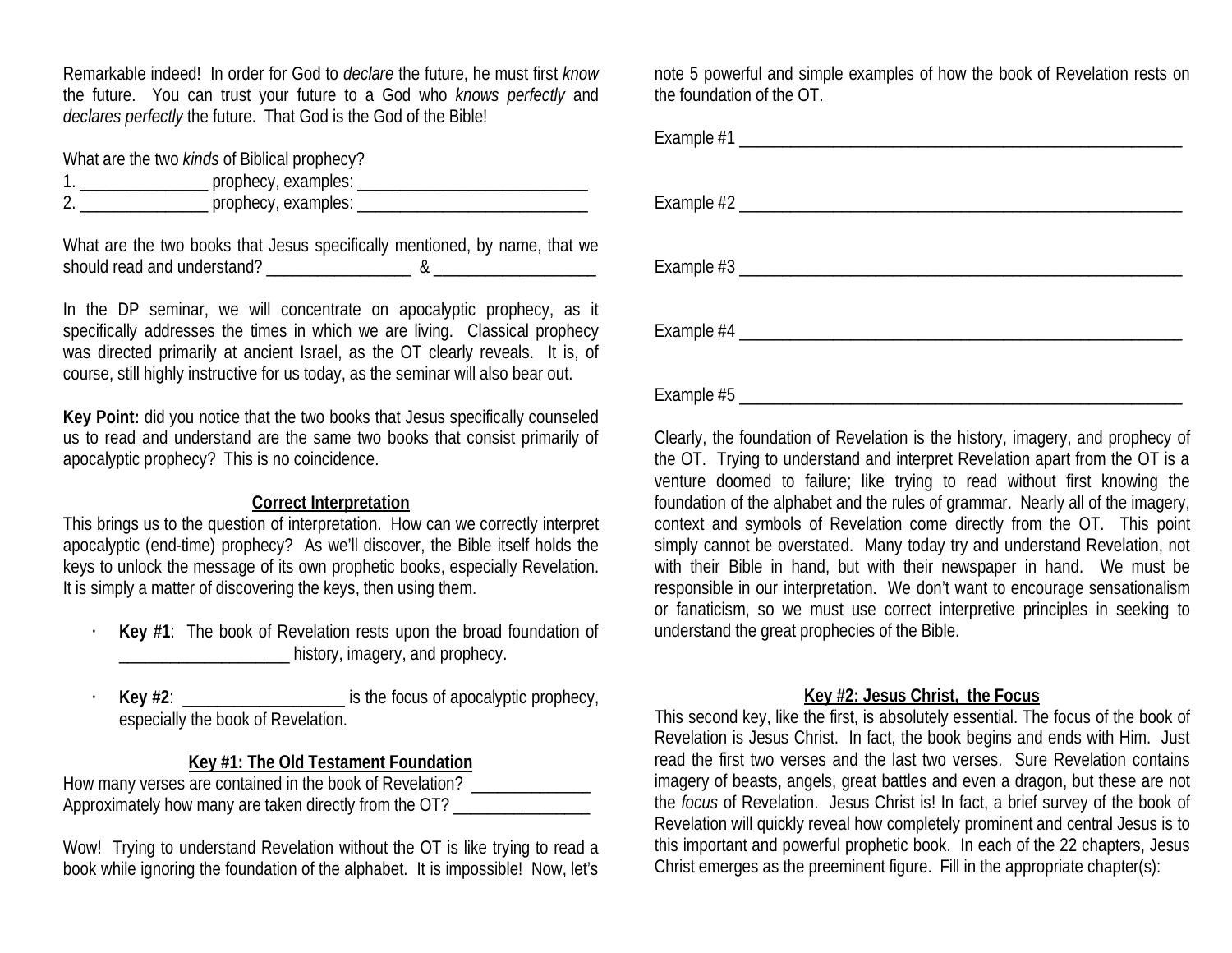Remarkable indeed! In order for God to *declare* the future, he must first *know* the future. You can trust your future to a God who *knows perfectly* and *declares perfectly* the future. That God is the God of the Bible!

What are the two *kinds* of Biblical prophecy?
1. _______________ prophecy, examples: ___________________________
2. _______________ prophecy, examples: ___________________________

What are the two books that Jesus specifically mentioned, by name, that we should read and understand? _________________ & ___________________

In the DP seminar, we will concentrate on apocalyptic prophecy, as it specifically addresses the times in which we are living. Classical prophecy was directed primarily at ancient Israel, as the OT clearly reveals. It is, of course, still highly instructive for us today, as the seminar will also bear out.

**Key Point:** did you notice that the two books that Jesus specifically counseled us to read and understand are the same two books that consist primarily of apocalyptic prophecy? This is no coincidence.

## Correct Interpretation

This brings us to the question of interpretation. How can we correctly interpret apocalyptic (end-time) prophecy? As we'll discover, the Bible itself holds the keys to unlock the message of its own prophetic books, especially Revelation. It is simply a matter of discovering the keys, then using them.

- **Key #1**: The book of Revelation rests upon the broad foundation of ____________________ history, imagery, and prophecy.
- **Key #2**: ___________________ is the focus of apocalyptic prophecy, especially the book of Revelation.

## Key #1: The Old Testament Foundation

How many verses are contained in the book of Revelation? ______________
Approximately how many are taken directly from the OT? ________________

Wow! Trying to understand Revelation without the OT is like trying to read a book while ignoring the foundation of the alphabet. It is impossible! Now, let's note 5 powerful and simple examples of how the book of Revelation rests on the foundation of the OT.

Example #1 _______________________________________________________

Example #2 _______________________________________________________

Example #3 _______________________________________________________

Example #4 _______________________________________________________

Example #5 _______________________________________________________

Clearly, the foundation of Revelation is the history, imagery, and prophecy of the OT. Trying to understand and interpret Revelation apart from the OT is a venture doomed to failure; like trying to read without first knowing the foundation of the alphabet and the rules of grammar. Nearly all of the imagery, context and symbols of Revelation come directly from the OT. This point simply cannot be overstated. Many today try and understand Revelation, not with their Bible in hand, but with their newspaper in hand. We must be responsible in our interpretation. We don't want to encourage sensationalism or fanaticism, so we must use correct interpretive principles in seeking to understand the great prophecies of the Bible.

## Key #2: Jesus Christ, the Focus

This second key, like the first, is absolutely essential. The focus of the book of Revelation is Jesus Christ. In fact, the book begins and ends with Him. Just read the first two verses and the last two verses. Sure Revelation contains imagery of beasts, angels, great battles and even a dragon, but these are not the *focus* of Revelation. Jesus Christ is! In fact, a brief survey of the book of Revelation will quickly reveal how completely prominent and central Jesus is to this important and powerful prophetic book. In each of the 22 chapters, Jesus Christ emerges as the preeminent figure. Fill in the appropriate chapter(s):